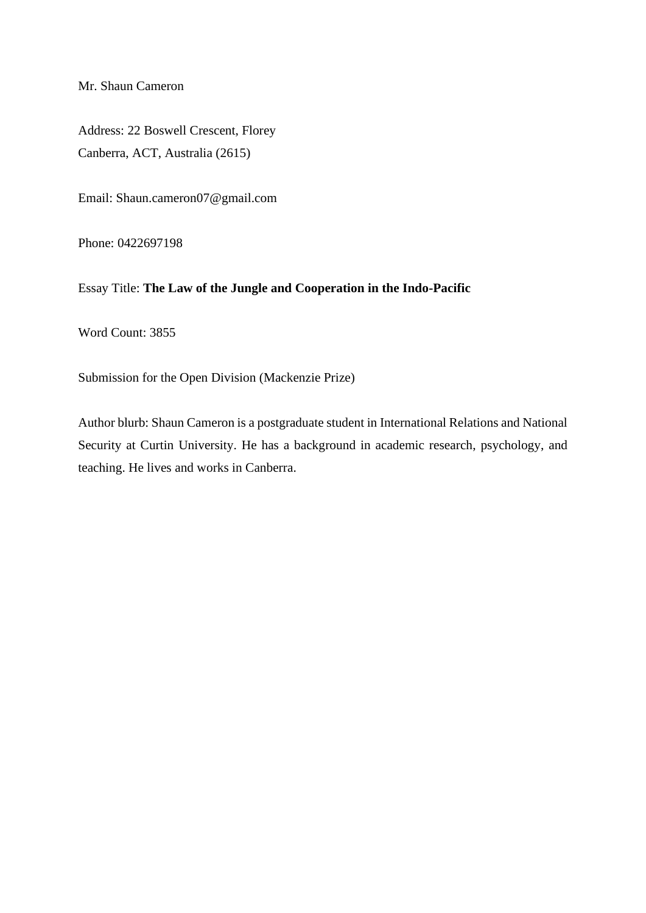Mr. Shaun Cameron

Address: 22 Boswell Crescent, Florey
Canberra, ACT, Australia (2615)

Email: Shaun.cameron07@gmail.com

Phone: 0422697198

Essay Title: **The Law of the Jungle and Cooperation in the Indo-Pacific**

Word Count: 3855

Submission for the Open Division (Mackenzie Prize)

Author blurb: Shaun Cameron is a postgraduate student in International Relations and National Security at Curtin University. He has a background in academic research, psychology, and teaching. He lives and works in Canberra.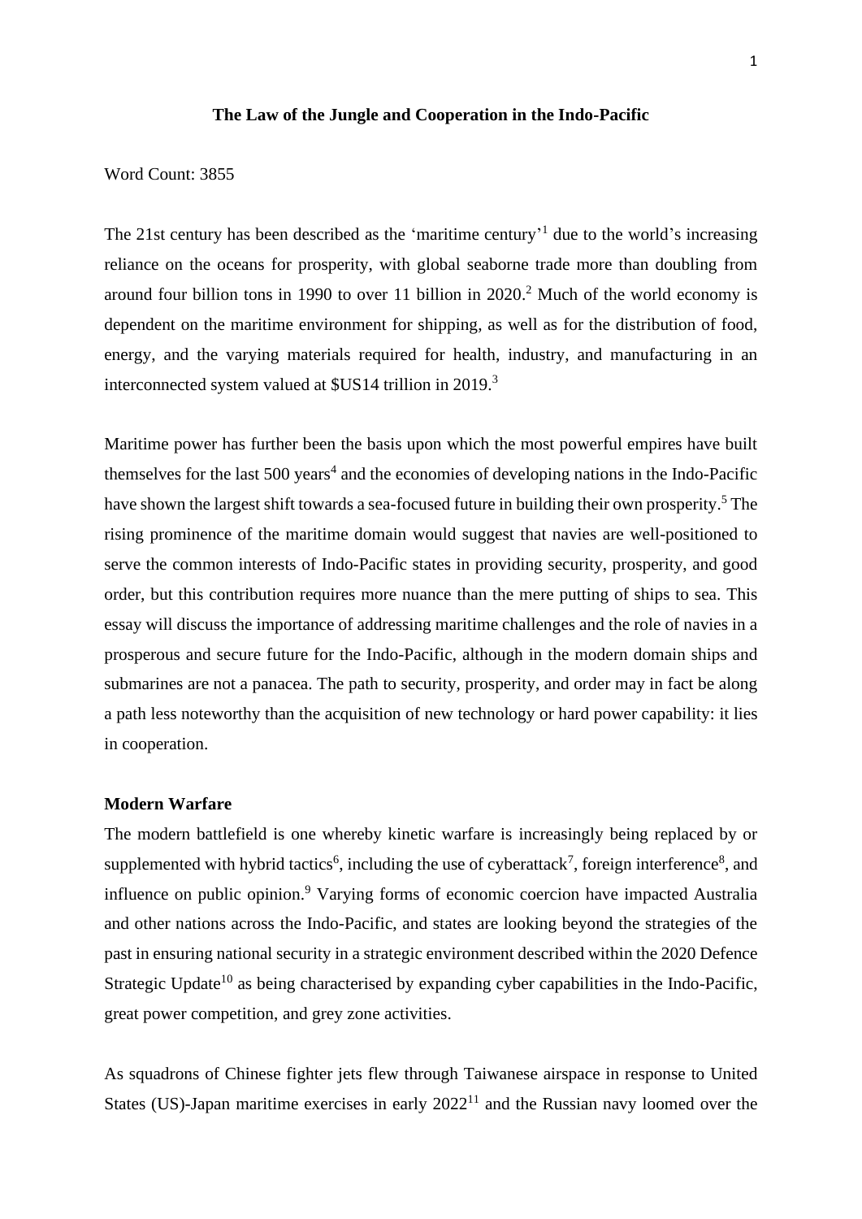**The Law of the Jungle and Cooperation in the Indo-Pacific**

Word Count: 3855

The 21st century has been described as the 'maritime century'[1] due to the world's increasing reliance on the oceans for prosperity, with global seaborne trade more than doubling from around four billion tons in 1990 to over 11 billion in 2020.[2] Much of the world economy is dependent on the maritime environment for shipping, as well as for the distribution of food, energy, and the varying materials required for health, industry, and manufacturing in an interconnected system valued at $US14 trillion in 2019.[3]

Maritime power has further been the basis upon which the most powerful empires have built themselves for the last 500 years[4] and the economies of developing nations in the Indo-Pacific have shown the largest shift towards a sea-focused future in building their own prosperity.[5] The rising prominence of the maritime domain would suggest that navies are well-positioned to serve the common interests of Indo-Pacific states in providing security, prosperity, and good order, but this contribution requires more nuance than the mere putting of ships to sea. This essay will discuss the importance of addressing maritime challenges and the role of navies in a prosperous and secure future for the Indo-Pacific, although in the modern domain ships and submarines are not a panacea. The path to security, prosperity, and order may in fact be along a path less noteworthy than the acquisition of new technology or hard power capability: it lies in cooperation.

**Modern Warfare**

The modern battlefield is one whereby kinetic warfare is increasingly being replaced by or supplemented with hybrid tactics[6], including the use of cyberattack[7], foreign interference[8], and influence on public opinion.[9] Varying forms of economic coercion have impacted Australia and other nations across the Indo-Pacific, and states are looking beyond the strategies of the past in ensuring national security in a strategic environment described within the 2020 Defence Strategic Update[10] as being characterised by expanding cyber capabilities in the Indo-Pacific, great power competition, and grey zone activities.

As squadrons of Chinese fighter jets flew through Taiwanese airspace in response to United States (US)-Japan maritime exercises in early 2022[11] and the Russian navy loomed over the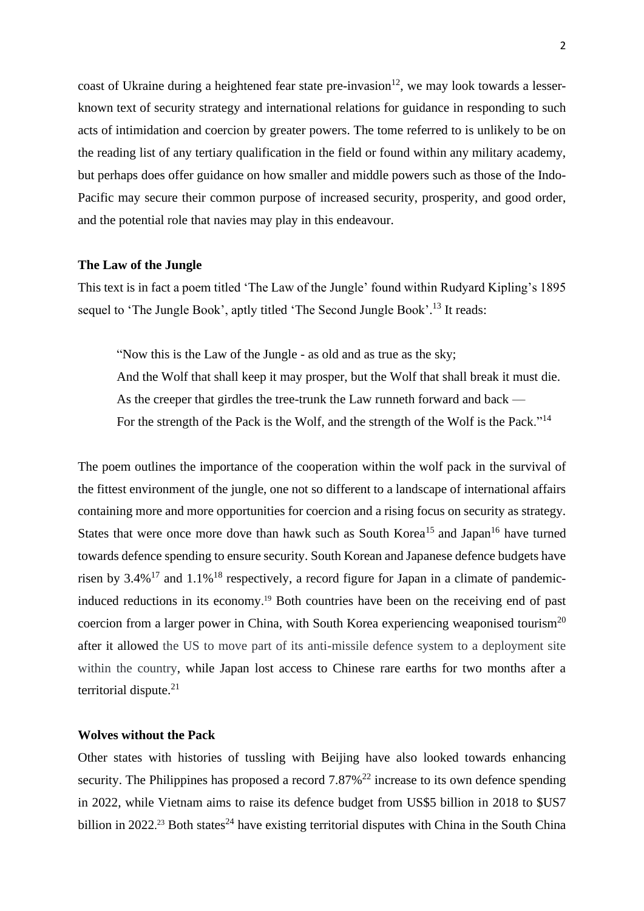coast of Ukraine during a heightened fear state pre-invasion[12], we may look towards a lesser-known text of security strategy and international relations for guidance in responding to such acts of intimidation and coercion by greater powers. The tome referred to is unlikely to be on the reading list of any tertiary qualification in the field or found within any military academy, but perhaps does offer guidance on how smaller and middle powers such as those of the Indo-Pacific may secure their common purpose of increased security, prosperity, and good order, and the potential role that navies may play in this endeavour.

**The Law of the Jungle**

This text is in fact a poem titled 'The Law of the Jungle' found within Rudyard Kipling's 1895 sequel to 'The Jungle Book', aptly titled 'The Second Jungle Book'.[13] It reads:

> "Now this is the Law of the Jungle - as old and as true as the sky;
> And the Wolf that shall keep it may prosper, but the Wolf that shall break it must die.
> As the creeper that girdles the tree-trunk the Law runneth forward and back —
> For the strength of the Pack is the Wolf, and the strength of the Wolf is the Pack."[14]

The poem outlines the importance of the cooperation within the wolf pack in the survival of the fittest environment of the jungle, one not so different to a landscape of international affairs containing more and more opportunities for coercion and a rising focus on security as strategy. States that were once more dove than hawk such as South Korea[15] and Japan[16] have turned towards defence spending to ensure security. South Korean and Japanese defence budgets have risen by 3.4%[17] and 1.1%[18] respectively, a record figure for Japan in a climate of pandemic-induced reductions in its economy.[19] Both countries have been on the receiving end of past coercion from a larger power in China, with South Korea experiencing weaponised tourism[20] after it allowed the US to move part of its anti-missile defence system to a deployment site within the country, while Japan lost access to Chinese rare earths for two months after a territorial dispute.[21]

**Wolves without the Pack**

Other states with histories of tussling with Beijing have also looked towards enhancing security. The Philippines has proposed a record 7.87%[22] increase to its own defence spending in 2022, while Vietnam aims to raise its defence budget from US$5 billion in 2018 to $US7 billion in 2022.[23] Both states[24] have existing territorial disputes with China in the South China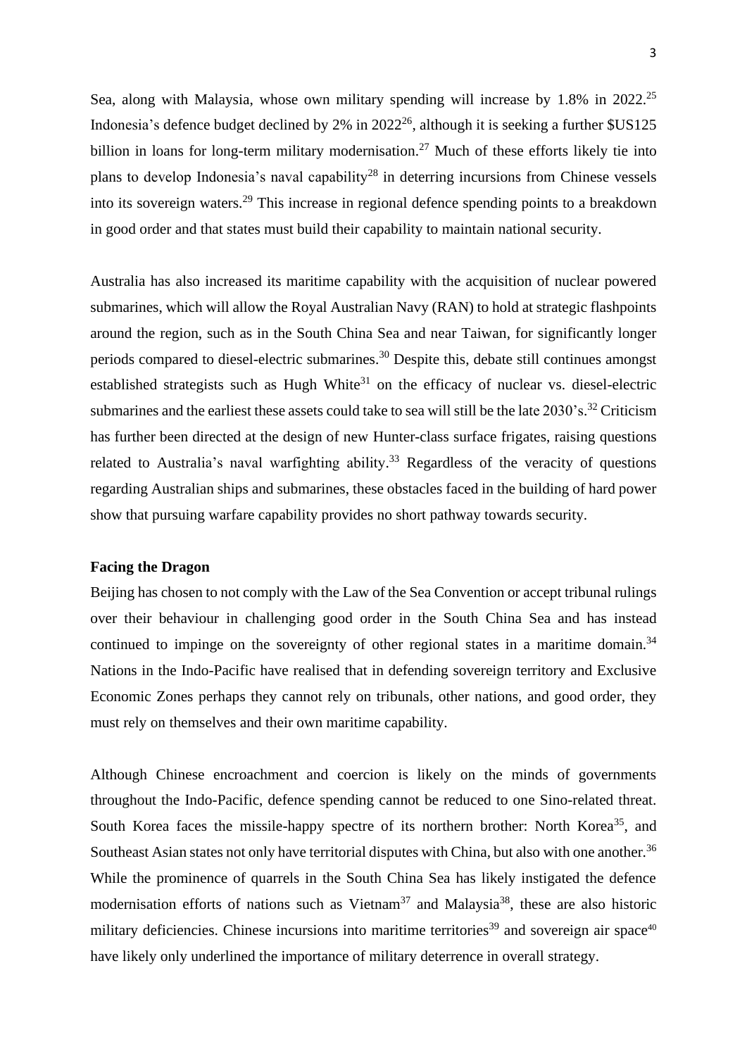Sea, along with Malaysia, whose own military spending will increase by 1.8% in 2022.[25] Indonesia's defence budget declined by 2% in 2022[26], although it is seeking a further $US125 billion in loans for long-term military modernisation.[27] Much of these efforts likely tie into plans to develop Indonesia's naval capability[28] in deterring incursions from Chinese vessels into its sovereign waters.[29] This increase in regional defence spending points to a breakdown in good order and that states must build their capability to maintain national security.

Australia has also increased its maritime capability with the acquisition of nuclear powered submarines, which will allow the Royal Australian Navy (RAN) to hold at strategic flashpoints around the region, such as in the South China Sea and near Taiwan, for significantly longer periods compared to diesel-electric submarines.[30] Despite this, debate still continues amongst established strategists such as Hugh White[31] on the efficacy of nuclear vs. diesel-electric submarines and the earliest these assets could take to sea will still be the late 2030's.[32] Criticism has further been directed at the design of new Hunter-class surface frigates, raising questions related to Australia's naval warfighting ability.[33] Regardless of the veracity of questions regarding Australian ships and submarines, these obstacles faced in the building of hard power show that pursuing warfare capability provides no short pathway towards security.

**Facing the Dragon**

Beijing has chosen to not comply with the Law of the Sea Convention or accept tribunal rulings over their behaviour in challenging good order in the South China Sea and has instead continued to impinge on the sovereignty of other regional states in a maritime domain.[34] Nations in the Indo-Pacific have realised that in defending sovereign territory and Exclusive Economic Zones perhaps they cannot rely on tribunals, other nations, and good order, they must rely on themselves and their own maritime capability.

Although Chinese encroachment and coercion is likely on the minds of governments throughout the Indo-Pacific, defence spending cannot be reduced to one Sino-related threat. South Korea faces the missile-happy spectre of its northern brother: North Korea[35], and Southeast Asian states not only have territorial disputes with China, but also with one another.[36] While the prominence of quarrels in the South China Sea has likely instigated the defence modernisation efforts of nations such as Vietnam[37] and Malaysia[38], these are also historic military deficiencies. Chinese incursions into maritime territories[39] and sovereign air space[40] have likely only underlined the importance of military deterrence in overall strategy.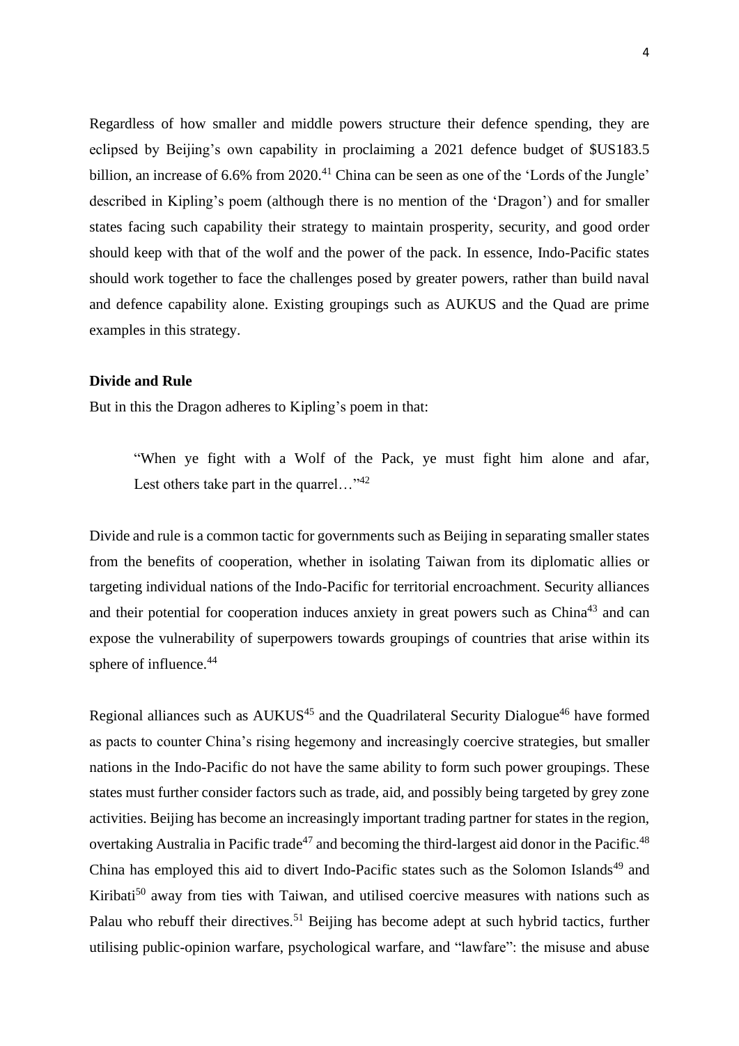Regardless of how smaller and middle powers structure their defence spending, they are eclipsed by Beijing's own capability in proclaiming a 2021 defence budget of $US183.5 billion, an increase of 6.6% from 2020.[41] China can be seen as one of the 'Lords of the Jungle' described in Kipling's poem (although there is no mention of the 'Dragon') and for smaller states facing such capability their strategy to maintain prosperity, security, and good order should keep with that of the wolf and the power of the pack. In essence, Indo-Pacific states should work together to face the challenges posed by greater powers, rather than build naval and defence capability alone. Existing groupings such as AUKUS and the Quad are prime examples in this strategy.

**Divide and Rule**

But in this the Dragon adheres to Kipling's poem in that:

> "When ye fight with a Wolf of the Pack, ye must fight him alone and afar, Lest others take part in the quarrel…"[42]

Divide and rule is a common tactic for governments such as Beijing in separating smaller states from the benefits of cooperation, whether in isolating Taiwan from its diplomatic allies or targeting individual nations of the Indo-Pacific for territorial encroachment. Security alliances and their potential for cooperation induces anxiety in great powers such as China[43] and can expose the vulnerability of superpowers towards groupings of countries that arise within its sphere of influence.[44]

Regional alliances such as AUKUS[45] and the Quadrilateral Security Dialogue[46] have formed as pacts to counter China's rising hegemony and increasingly coercive strategies, but smaller nations in the Indo-Pacific do not have the same ability to form such power groupings. These states must further consider factors such as trade, aid, and possibly being targeted by grey zone activities. Beijing has become an increasingly important trading partner for states in the region, overtaking Australia in Pacific trade[47] and becoming the third-largest aid donor in the Pacific.[48] China has employed this aid to divert Indo-Pacific states such as the Solomon Islands[49] and Kiribati[50] away from ties with Taiwan, and utilised coercive measures with nations such as Palau who rebuff their directives.[51] Beijing has become adept at such hybrid tactics, further utilising public-opinion warfare, psychological warfare, and "lawfare": the misuse and abuse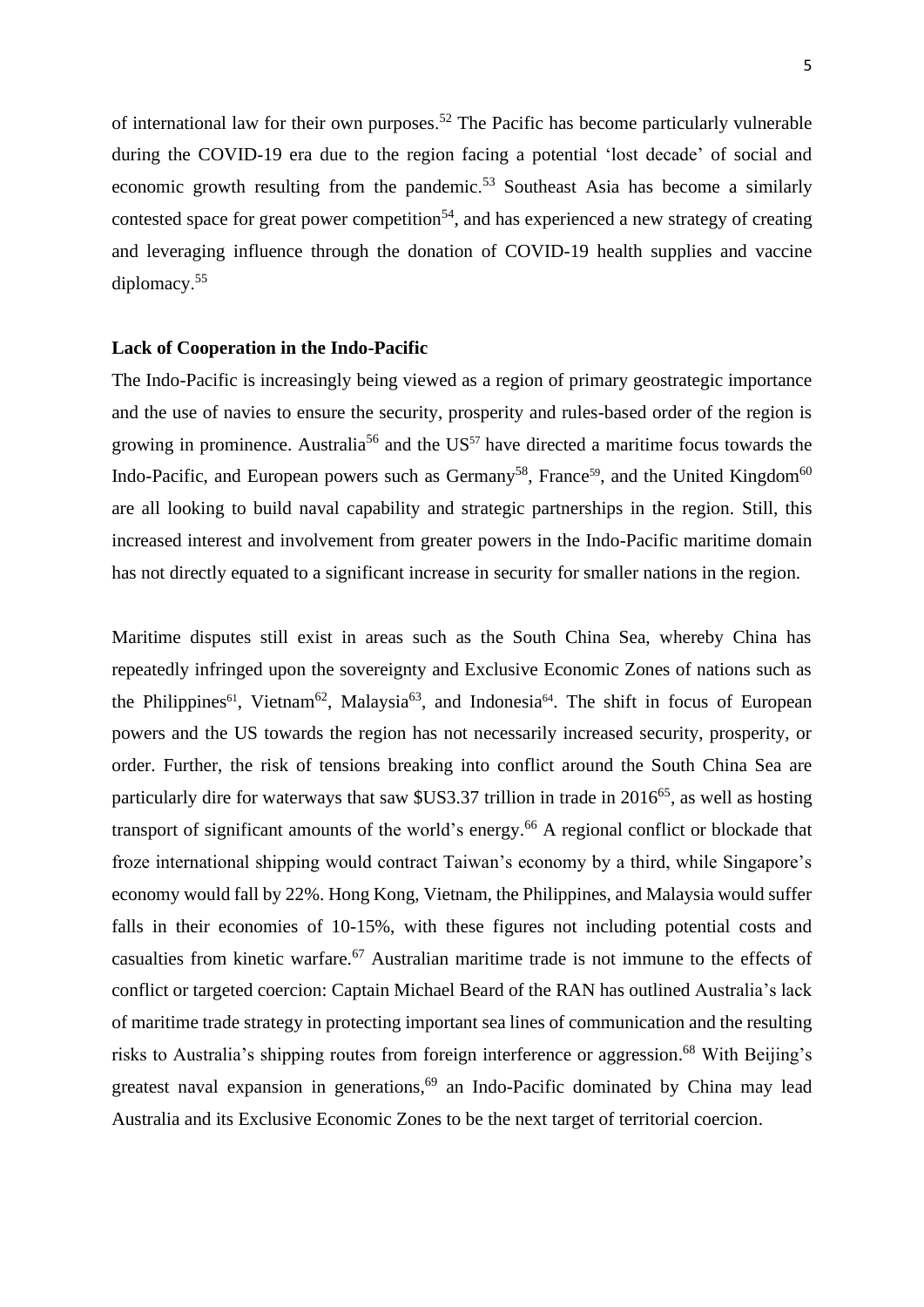of international law for their own purposes.[52] The Pacific has become particularly vulnerable during the COVID-19 era due to the region facing a potential 'lost decade' of social and economic growth resulting from the pandemic.[53] Southeast Asia has become a similarly contested space for great power competition[54], and has experienced a new strategy of creating and leveraging influence through the donation of COVID-19 health supplies and vaccine diplomacy.[55]

**Lack of Cooperation in the Indo-Pacific**

The Indo-Pacific is increasingly being viewed as a region of primary geostrategic importance and the use of navies to ensure the security, prosperity and rules-based order of the region is growing in prominence. Australia[56] and the US[57] have directed a maritime focus towards the Indo-Pacific, and European powers such as Germany[58], France[59], and the United Kingdom[60] are all looking to build naval capability and strategic partnerships in the region. Still, this increased interest and involvement from greater powers in the Indo-Pacific maritime domain has not directly equated to a significant increase in security for smaller nations in the region.

Maritime disputes still exist in areas such as the South China Sea, whereby China has repeatedly infringed upon the sovereignty and Exclusive Economic Zones of nations such as the Philippines[61], Vietnam[62], Malaysia[63], and Indonesia[64]. The shift in focus of European powers and the US towards the region has not necessarily increased security, prosperity, or order. Further, the risk of tensions breaking into conflict around the South China Sea are particularly dire for waterways that saw $US3.37 trillion in trade in 2016[65], as well as hosting transport of significant amounts of the world's energy.[66] A regional conflict or blockade that froze international shipping would contract Taiwan's economy by a third, while Singapore's economy would fall by 22%. Hong Kong, Vietnam, the Philippines, and Malaysia would suffer falls in their economies of 10-15%, with these figures not including potential costs and casualties from kinetic warfare.[67] Australian maritime trade is not immune to the effects of conflict or targeted coercion: Captain Michael Beard of the RAN has outlined Australia's lack of maritime trade strategy in protecting important sea lines of communication and the resulting risks to Australia's shipping routes from foreign interference or aggression.[68] With Beijing's greatest naval expansion in generations,[69] an Indo-Pacific dominated by China may lead Australia and its Exclusive Economic Zones to be the next target of territorial coercion.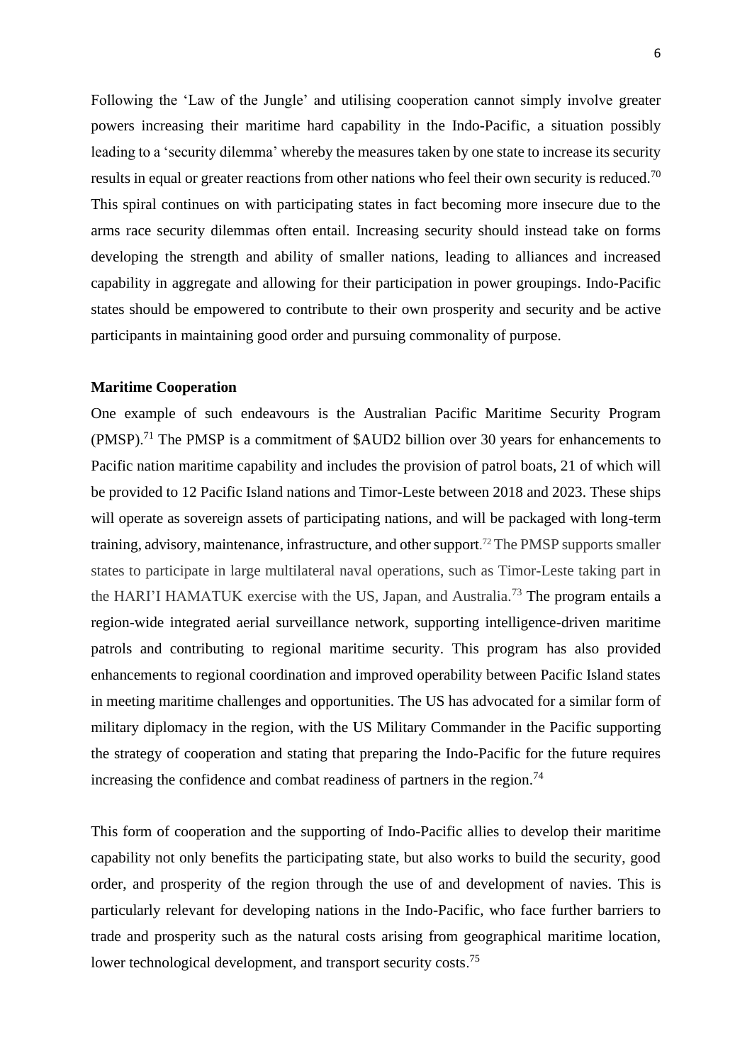Following the 'Law of the Jungle' and utilising cooperation cannot simply involve greater powers increasing their maritime hard capability in the Indo-Pacific, a situation possibly leading to a 'security dilemma' whereby the measures taken by one state to increase its security results in equal or greater reactions from other nations who feel their own security is reduced.[70] This spiral continues on with participating states in fact becoming more insecure due to the arms race security dilemmas often entail. Increasing security should instead take on forms developing the strength and ability of smaller nations, leading to alliances and increased capability in aggregate and allowing for their participation in power groupings. Indo-Pacific states should be empowered to contribute to their own prosperity and security and be active participants in maintaining good order and pursuing commonality of purpose.

**Maritime Cooperation**

One example of such endeavours is the Australian Pacific Maritime Security Program (PMSP).[71] The PMSP is a commitment of $AUD2 billion over 30 years for enhancements to Pacific nation maritime capability and includes the provision of patrol boats, 21 of which will be provided to 12 Pacific Island nations and Timor-Leste between 2018 and 2023. These ships will operate as sovereign assets of participating nations, and will be packaged with long-term training, advisory, maintenance, infrastructure, and other support.[72] The PMSP supports smaller states to participate in large multilateral naval operations, such as Timor-Leste taking part in the HARI'I HAMATUK exercise with the US, Japan, and Australia.[73] The program entails a region-wide integrated aerial surveillance network, supporting intelligence-driven maritime patrols and contributing to regional maritime security. This program has also provided enhancements to regional coordination and improved operability between Pacific Island states in meeting maritime challenges and opportunities. The US has advocated for a similar form of military diplomacy in the region, with the US Military Commander in the Pacific supporting the strategy of cooperation and stating that preparing the Indo-Pacific for the future requires increasing the confidence and combat readiness of partners in the region.[74]

This form of cooperation and the supporting of Indo-Pacific allies to develop their maritime capability not only benefits the participating state, but also works to build the security, good order, and prosperity of the region through the use of and development of navies. This is particularly relevant for developing nations in the Indo-Pacific, who face further barriers to trade and prosperity such as the natural costs arising from geographical maritime location, lower technological development, and transport security costs.[75]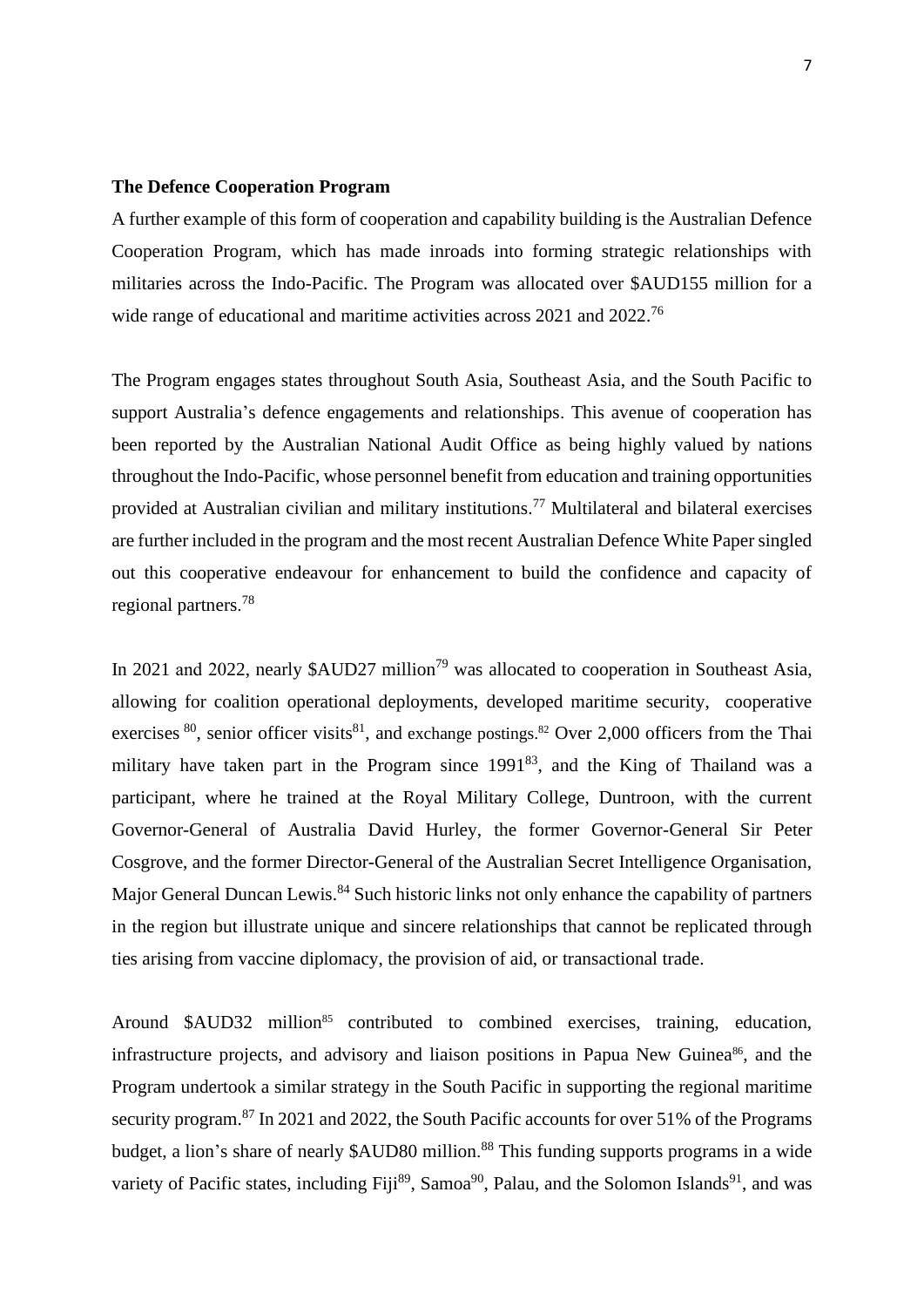**The Defence Cooperation Program**

A further example of this form of cooperation and capability building is the Australian Defence Cooperation Program, which has made inroads into forming strategic relationships with militaries across the Indo-Pacific. The Program was allocated over $AUD155 million for a wide range of educational and maritime activities across 2021 and 2022.[76]

The Program engages states throughout South Asia, Southeast Asia, and the South Pacific to support Australia's defence engagements and relationships. This avenue of cooperation has been reported by the Australian National Audit Office as being highly valued by nations throughout the Indo-Pacific, whose personnel benefit from education and training opportunities provided at Australian civilian and military institutions.[77] Multilateral and bilateral exercises are further included in the program and the most recent Australian Defence White Paper singled out this cooperative endeavour for enhancement to build the confidence and capacity of regional partners.[78]

In 2021 and 2022, nearly $AUD27 million[79] was allocated to cooperation in Southeast Asia, allowing for coalition operational deployments, developed maritime security, cooperative exercises [80], senior officer visits[81], and exchange postings.[82] Over 2,000 officers from the Thai military have taken part in the Program since 1991[83], and the King of Thailand was a participant, where he trained at the Royal Military College, Duntroon, with the current Governor-General of Australia David Hurley, the former Governor-General Sir Peter Cosgrove, and the former Director-General of the Australian Secret Intelligence Organisation, Major General Duncan Lewis.[84] Such historic links not only enhance the capability of partners in the region but illustrate unique and sincere relationships that cannot be replicated through ties arising from vaccine diplomacy, the provision of aid, or transactional trade.

Around $AUD32 million[85] contributed to combined exercises, training, education, infrastructure projects, and advisory and liaison positions in Papua New Guinea[86], and the Program undertook a similar strategy in the South Pacific in supporting the regional maritime security program.[87] In 2021 and 2022, the South Pacific accounts for over 51% of the Programs budget, a lion's share of nearly $AUD80 million.[88] This funding supports programs in a wide variety of Pacific states, including Fiji[89], Samoa[90], Palau, and the Solomon Islands[91], and was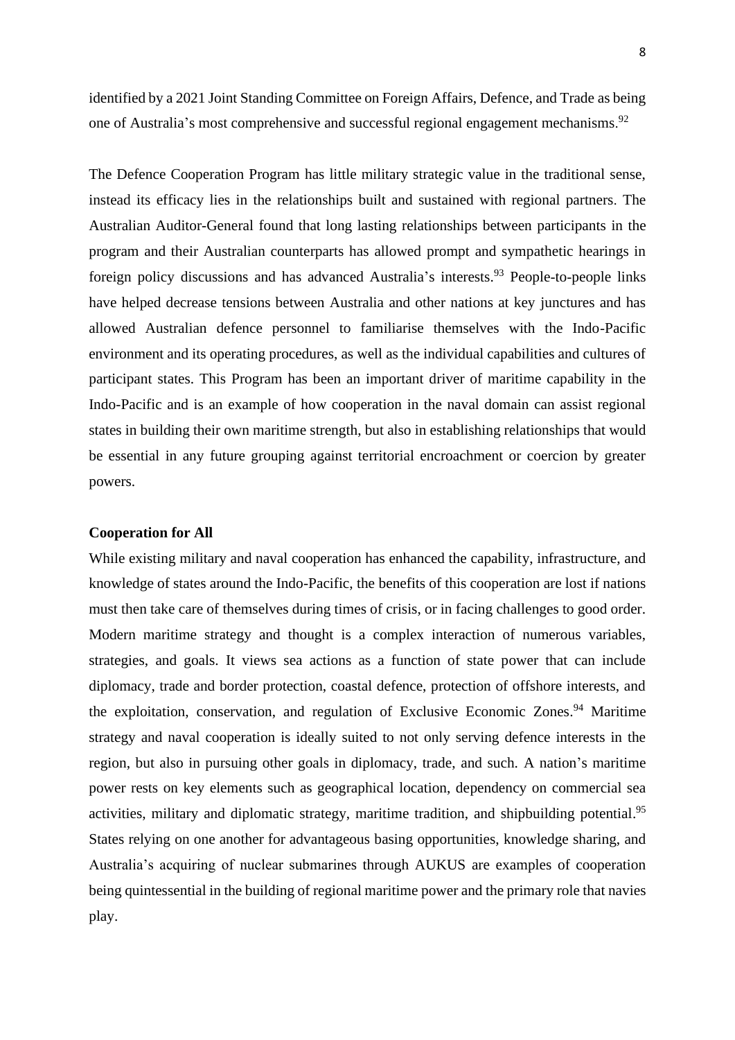identified by a 2021 Joint Standing Committee on Foreign Affairs, Defence, and Trade as being one of Australia's most comprehensive and successful regional engagement mechanisms.[92]

The Defence Cooperation Program has little military strategic value in the traditional sense, instead its efficacy lies in the relationships built and sustained with regional partners. The Australian Auditor-General found that long lasting relationships between participants in the program and their Australian counterparts has allowed prompt and sympathetic hearings in foreign policy discussions and has advanced Australia's interests.[93] People-to-people links have helped decrease tensions between Australia and other nations at key junctures and has allowed Australian defence personnel to familiarise themselves with the Indo-Pacific environment and its operating procedures, as well as the individual capabilities and cultures of participant states. This Program has been an important driver of maritime capability in the Indo-Pacific and is an example of how cooperation in the naval domain can assist regional states in building their own maritime strength, but also in establishing relationships that would be essential in any future grouping against territorial encroachment or coercion by greater powers.

**Cooperation for All**

While existing military and naval cooperation has enhanced the capability, infrastructure, and knowledge of states around the Indo-Pacific, the benefits of this cooperation are lost if nations must then take care of themselves during times of crisis, or in facing challenges to good order. Modern maritime strategy and thought is a complex interaction of numerous variables, strategies, and goals. It views sea actions as a function of state power that can include diplomacy, trade and border protection, coastal defence, protection of offshore interests, and the exploitation, conservation, and regulation of Exclusive Economic Zones.[94] Maritime strategy and naval cooperation is ideally suited to not only serving defence interests in the region, but also in pursuing other goals in diplomacy, trade, and such. A nation's maritime power rests on key elements such as geographical location, dependency on commercial sea activities, military and diplomatic strategy, maritime tradition, and shipbuilding potential.[95] States relying on one another for advantageous basing opportunities, knowledge sharing, and Australia's acquiring of nuclear submarines through AUKUS are examples of cooperation being quintessential in the building of regional maritime power and the primary role that navies play.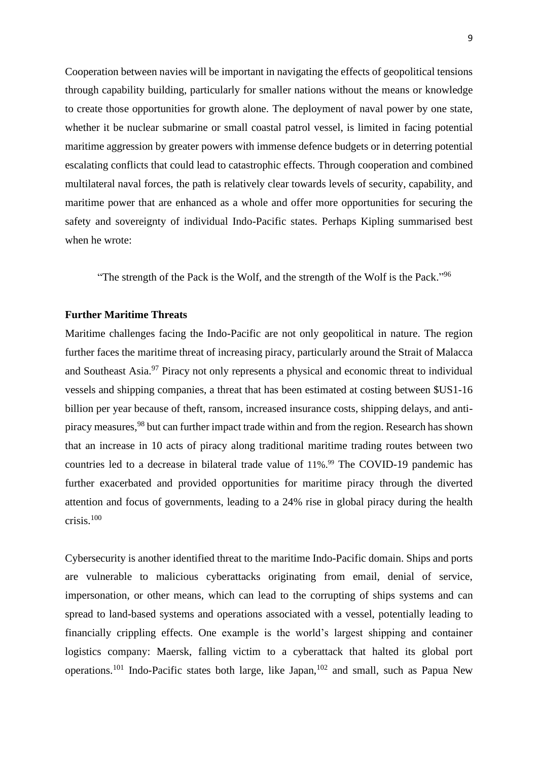Cooperation between navies will be important in navigating the effects of geopolitical tensions through capability building, particularly for smaller nations without the means or knowledge to create those opportunities for growth alone. The deployment of naval power by one state, whether it be nuclear submarine or small coastal patrol vessel, is limited in facing potential maritime aggression by greater powers with immense defence budgets or in deterring potential escalating conflicts that could lead to catastrophic effects. Through cooperation and combined multilateral naval forces, the path is relatively clear towards levels of security, capability, and maritime power that are enhanced as a whole and offer more opportunities for securing the safety and sovereignty of individual Indo-Pacific states. Perhaps Kipling summarised best when he wrote:

> "The strength of the Pack is the Wolf, and the strength of the Wolf is the Pack."[96]

**Further Maritime Threats**

Maritime challenges facing the Indo-Pacific are not only geopolitical in nature. The region further faces the maritime threat of increasing piracy, particularly around the Strait of Malacca and Southeast Asia.[97] Piracy not only represents a physical and economic threat to individual vessels and shipping companies, a threat that has been estimated at costing between $US1-16 billion per year because of theft, ransom, increased insurance costs, shipping delays, and anti-piracy measures,[98] but can further impact trade within and from the region. Research has shown that an increase in 10 acts of piracy along traditional maritime trading routes between two countries led to a decrease in bilateral trade value of 11%.[99] The COVID-19 pandemic has further exacerbated and provided opportunities for maritime piracy through the diverted attention and focus of governments, leading to a 24% rise in global piracy during the health crisis.[100]

Cybersecurity is another identified threat to the maritime Indo-Pacific domain. Ships and ports are vulnerable to malicious cyberattacks originating from email, denial of service, impersonation, or other means, which can lead to the corrupting of ships systems and can spread to land-based systems and operations associated with a vessel, potentially leading to financially crippling effects. One example is the world's largest shipping and container logistics company: Maersk, falling victim to a cyberattack that halted its global port operations.[101] Indo-Pacific states both large, like Japan,[102] and small, such as Papua New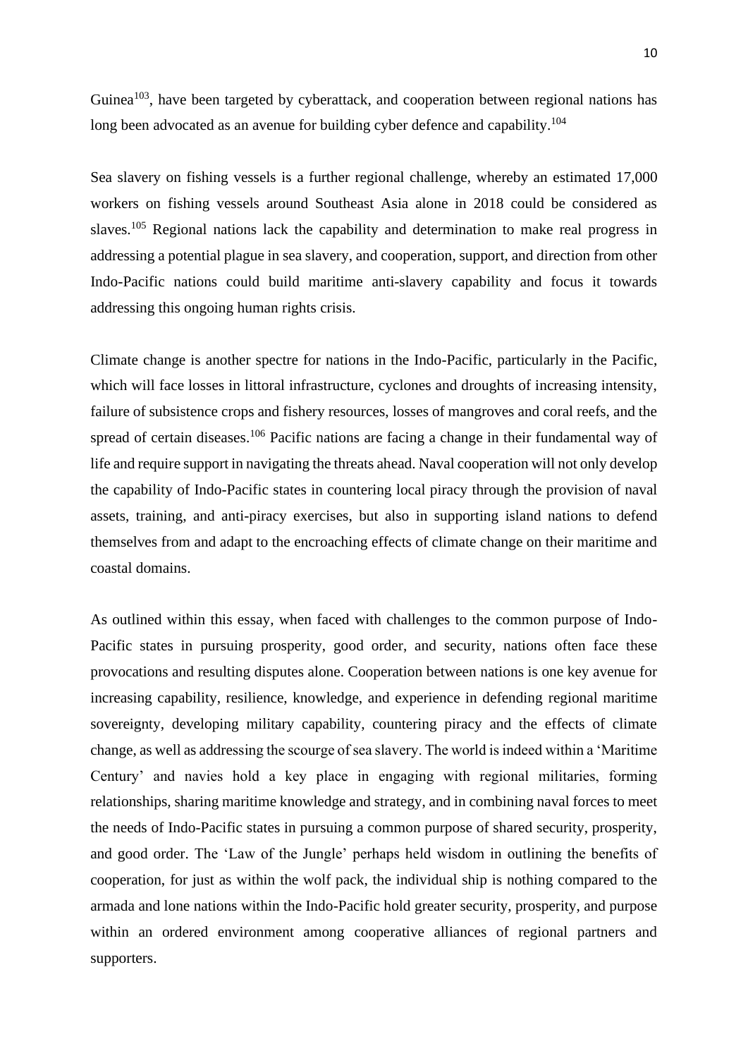Guinea[103], have been targeted by cyberattack, and cooperation between regional nations has long been advocated as an avenue for building cyber defence and capability.[104]

Sea slavery on fishing vessels is a further regional challenge, whereby an estimated 17,000 workers on fishing vessels around Southeast Asia alone in 2018 could be considered as slaves.[105] Regional nations lack the capability and determination to make real progress in addressing a potential plague in sea slavery, and cooperation, support, and direction from other Indo-Pacific nations could build maritime anti-slavery capability and focus it towards addressing this ongoing human rights crisis.

Climate change is another spectre for nations in the Indo-Pacific, particularly in the Pacific, which will face losses in littoral infrastructure, cyclones and droughts of increasing intensity, failure of subsistence crops and fishery resources, losses of mangroves and coral reefs, and the spread of certain diseases.[106] Pacific nations are facing a change in their fundamental way of life and require support in navigating the threats ahead. Naval cooperation will not only develop the capability of Indo-Pacific states in countering local piracy through the provision of naval assets, training, and anti-piracy exercises, but also in supporting island nations to defend themselves from and adapt to the encroaching effects of climate change on their maritime and coastal domains.

As outlined within this essay, when faced with challenges to the common purpose of Indo-Pacific states in pursuing prosperity, good order, and security, nations often face these provocations and resulting disputes alone. Cooperation between nations is one key avenue for increasing capability, resilience, knowledge, and experience in defending regional maritime sovereignty, developing military capability, countering piracy and the effects of climate change, as well as addressing the scourge of sea slavery. The world is indeed within a 'Maritime Century' and navies hold a key place in engaging with regional militaries, forming relationships, sharing maritime knowledge and strategy, and in combining naval forces to meet the needs of Indo-Pacific states in pursuing a common purpose of shared security, prosperity, and good order. The 'Law of the Jungle' perhaps held wisdom in outlining the benefits of cooperation, for just as within the wolf pack, the individual ship is nothing compared to the armada and lone nations within the Indo-Pacific hold greater security, prosperity, and purpose within an ordered environment among cooperative alliances of regional partners and supporters.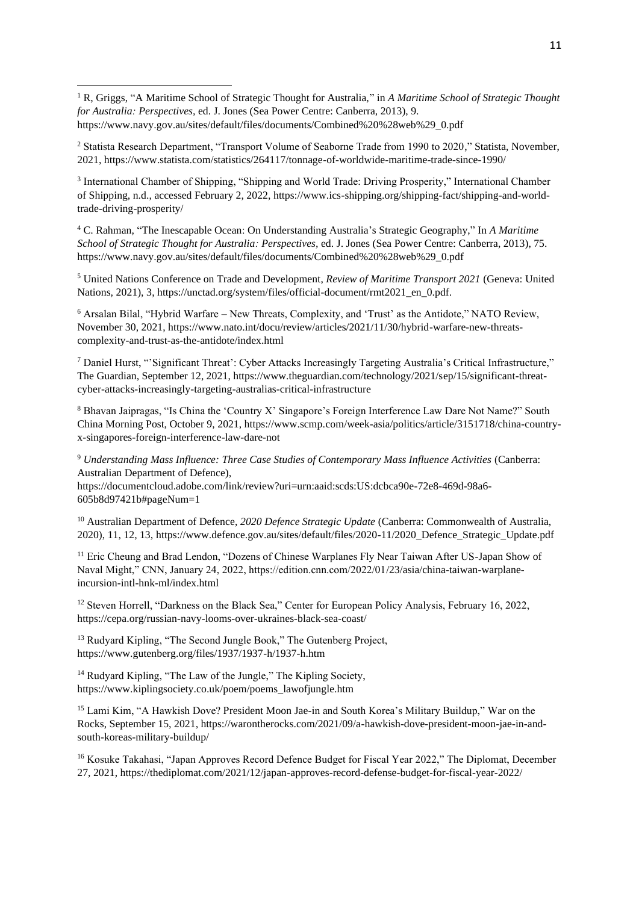[1] R, Griggs, "A Maritime School of Strategic Thought for Australia," in *A Maritime School of Strategic Thought for Australia: Perspectives*, ed. J. Jones (Sea Power Centre: Canberra, 2013), 9. https://www.navy.gov.au/sites/default/files/documents/Combined%20%28web%29_0.pdf

[2] Statista Research Department, "Transport Volume of Seaborne Trade from 1990 to 2020," Statista, November, 2021, https://www.statista.com/statistics/264117/tonnage-of-worldwide-maritime-trade-since-1990/

[3] International Chamber of Shipping, "Shipping and World Trade: Driving Prosperity," International Chamber of Shipping, n.d., accessed February 2, 2022, https://www.ics-shipping.org/shipping-fact/shipping-and-world-trade-driving-prosperity/

[4] C. Rahman, "The Inescapable Ocean: On Understanding Australia's Strategic Geography," In *A Maritime School of Strategic Thought for Australia: Perspectives*, ed. J. Jones (Sea Power Centre: Canberra, 2013), 75. https://www.navy.gov.au/sites/default/files/documents/Combined%20%28web%29_0.pdf

[5] United Nations Conference on Trade and Development, *Review of Maritime Transport 2021* (Geneva: United Nations, 2021), 3, https://unctad.org/system/files/official-document/rmt2021_en_0.pdf.

[6] Arsalan Bilal, "Hybrid Warfare – New Threats, Complexity, and 'Trust' as the Antidote," NATO Review, November 30, 2021, https://www.nato.int/docu/review/articles/2021/11/30/hybrid-warfare-new-threats-complexity-and-trust-as-the-antidote/index.html

[7] Daniel Hurst, "'Significant Threat': Cyber Attacks Increasingly Targeting Australia's Critical Infrastructure," The Guardian, September 12, 2021, https://www.theguardian.com/technology/2021/sep/15/significant-threat-cyber-attacks-increasingly-targeting-australias-critical-infrastructure

[8] Bhavan Jaipragas, "Is China the 'Country X' Singapore's Foreign Interference Law Dare Not Name?" South China Morning Post, October 9, 2021, https://www.scmp.com/week-asia/politics/article/3151718/china-country-x-singapores-foreign-interference-law-dare-not

[9] *Understanding Mass Influence: Three Case Studies of Contemporary Mass Influence Activities* (Canberra: Australian Department of Defence), https://documentcloud.adobe.com/link/review?uri=urn:aaid:scds:US:dcbca90e-72e8-469d-98a6-605b8d97421b#pageNum=1

[10] Australian Department of Defence, *2020 Defence Strategic Update* (Canberra: Commonwealth of Australia, 2020), 11, 12, 13, https://www.defence.gov.au/sites/default/files/2020-11/2020_Defence_Strategic_Update.pdf

[11] Eric Cheung and Brad Lendon, "Dozens of Chinese Warplanes Fly Near Taiwan After US-Japan Show of Naval Might," CNN, January 24, 2022, https://edition.cnn.com/2022/01/23/asia/china-taiwan-warplane-incursion-intl-hnk-ml/index.html

[12] Steven Horrell, "Darkness on the Black Sea," Center for European Policy Analysis, February 16, 2022, https://cepa.org/russian-navy-looms-over-ukraines-black-sea-coast/

[13] Rudyard Kipling, "The Second Jungle Book," The Gutenberg Project, https://www.gutenberg.org/files/1937/1937-h/1937-h.htm

[14] Rudyard Kipling, "The Law of the Jungle," The Kipling Society, https://www.kiplingsociety.co.uk/poem/poems_lawofjungle.htm

[15] Lami Kim, "A Hawkish Dove? President Moon Jae-in and South Korea's Military Buildup," War on the Rocks, September 15, 2021, https://warontherocks.com/2021/09/a-hawkish-dove-president-moon-jae-in-and-south-koreas-military-buildup/

[16] Kosuke Takahasi, "Japan Approves Record Defence Budget for Fiscal Year 2022," The Diplomat, December 27, 2021, https://thediplomat.com/2021/12/japan-approves-record-defense-budget-for-fiscal-year-2022/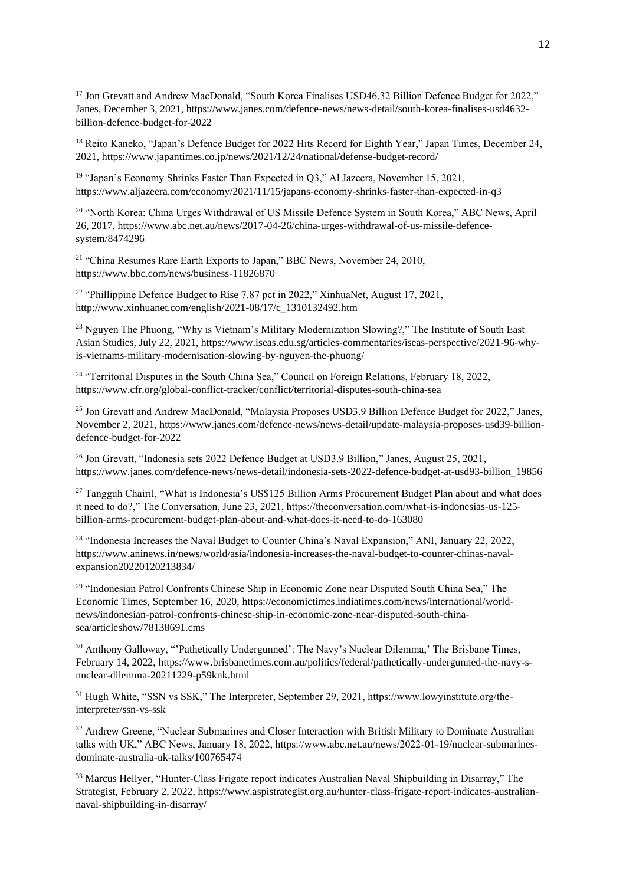[17] Jon Grevatt and Andrew MacDonald, "South Korea Finalises USD46.32 Billion Defence Budget for 2022," Janes, December 3, 2021, https://www.janes.com/defence-news/news-detail/south-korea-finalises-usd4632-billion-defence-budget-for-2022

[18] Reito Kaneko, "Japan's Defence Budget for 2022 Hits Record for Eighth Year," Japan Times, December 24, 2021, https://www.japantimes.co.jp/news/2021/12/24/national/defense-budget-record/

[19] "Japan's Economy Shrinks Faster Than Expected in Q3," Al Jazeera, November 15, 2021, https://www.aljazeera.com/economy/2021/11/15/japans-economy-shrinks-faster-than-expected-in-q3

[20] "North Korea: China Urges Withdrawal of US Missile Defence System in South Korea," ABC News, April 26, 2017, https://www.abc.net.au/news/2017-04-26/china-urges-withdrawal-of-us-missile-defence-system/8474296

[21] "China Resumes Rare Earth Exports to Japan," BBC News, November 24, 2010, https://www.bbc.com/news/business-11826870

[22] "Phillippine Defence Budget to Rise 7.87 pct in 2022," XinhuaNet, August 17, 2021, http://www.xinhuanet.com/english/2021-08/17/c_1310132492.htm

[23] Nguyen The Phuong, "Why is Vietnam's Military Modernization Slowing?," The Institute of South East Asian Studies, July 22, 2021, https://www.iseas.edu.sg/articles-commentaries/iseas-perspective/2021-96-why-is-vietnams-military-modernisation-slowing-by-nguyen-the-phuong/

[24] "Territorial Disputes in the South China Sea," Council on Foreign Relations, February 18, 2022, https://www.cfr.org/global-conflict-tracker/conflict/territorial-disputes-south-china-sea

[25] Jon Grevatt and Andrew MacDonald, "Malaysia Proposes USD3.9 Billion Defence Budget for 2022," Janes, November 2, 2021, https://www.janes.com/defence-news/news-detail/update-malaysia-proposes-usd39-billion-defence-budget-for-2022

[26] Jon Grevatt, "Indonesia sets 2022 Defence Budget at USD3.9 Billion," Janes, August 25, 2021, https://www.janes.com/defence-news/news-detail/indonesia-sets-2022-defence-budget-at-usd93-billion_19856

[27] Tangguh Chairil, "What is Indonesia's US$125 Billion Arms Procurement Budget Plan about and what does it need to do?," The Conversation, June 23, 2021, https://theconversation.com/what-is-indonesias-us-125-billion-arms-procurement-budget-plan-about-and-what-does-it-need-to-do-163080

[28] "Indonesia Increases the Naval Budget to Counter China's Naval Expansion," ANI, January 22, 2022, https://www.aninews.in/news/world/asia/indonesia-increases-the-naval-budget-to-counter-chinas-naval-expansion20220120213834/

[29] "Indonesian Patrol Confronts Chinese Ship in Economic Zone near Disputed South China Sea," The Economic Times, September 16, 2020, https://economictimes.indiatimes.com/news/international/world-news/indonesian-patrol-confronts-chinese-ship-in-economic-zone-near-disputed-south-china-sea/articleshow/78138691.cms

[30] Anthony Galloway, "'Pathetically Undergunned': The Navy's Nuclear Dilemma,' The Brisbane Times, February 14, 2022, https://www.brisbanetimes.com.au/politics/federal/pathetically-undergunned-the-navy-s-nuclear-dilemma-20211229-p59knk.html

[31] Hugh White, "SSN vs SSK," The Interpreter, September 29, 2021, https://www.lowyinstitute.org/the-interpreter/ssn-vs-ssk

[32] Andrew Greene, "Nuclear Submarines and Closer Interaction with British Military to Dominate Australian talks with UK," ABC News, January 18, 2022, https://www.abc.net.au/news/2022-01-19/nuclear-submarines-dominate-australia-uk-talks/100765474

[33] Marcus Hellyer, "Hunter-Class Frigate report indicates Australian Naval Shipbuilding in Disarray," The Strategist, February 2, 2022, https://www.aspistrategist.org.au/hunter-class-frigate-report-indicates-australian-naval-shipbuilding-in-disarray/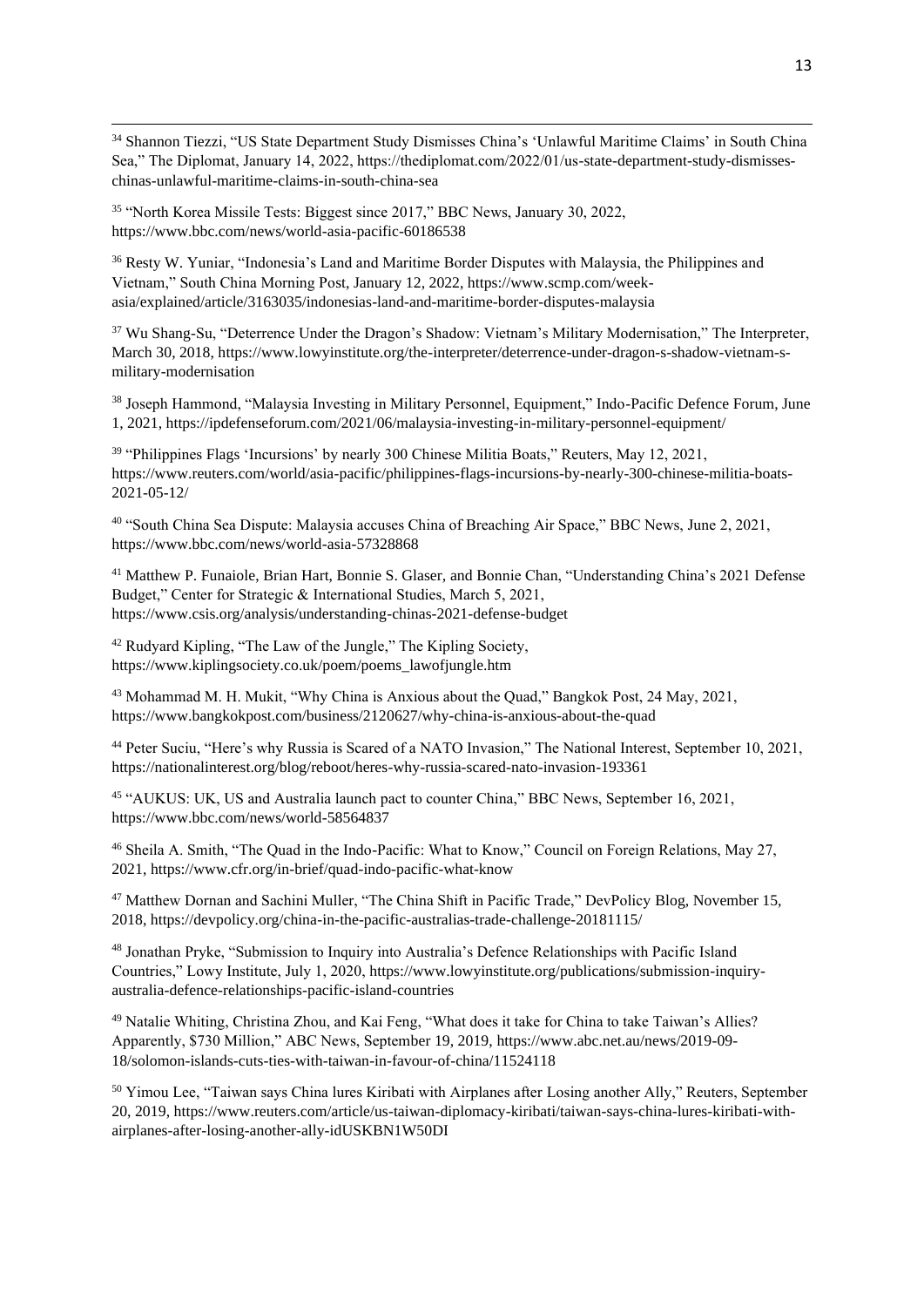[34] Shannon Tiezzi, "US State Department Study Dismisses China's 'Unlawful Maritime Claims' in South China Sea," The Diplomat, January 14, 2022, https://thediplomat.com/2022/01/us-state-department-study-dismisses-chinas-unlawful-maritime-claims-in-south-china-sea

[35] "North Korea Missile Tests: Biggest since 2017," BBC News, January 30, 2022, https://www.bbc.com/news/world-asia-pacific-60186538

[36] Resty W. Yuniar, "Indonesia's Land and Maritime Border Disputes with Malaysia, the Philippines and Vietnam," South China Morning Post, January 12, 2022, https://www.scmp.com/week-asia/explained/article/3163035/indonesias-land-and-maritime-border-disputes-malaysia

[37] Wu Shang-Su, "Deterrence Under the Dragon's Shadow: Vietnam's Military Modernisation," The Interpreter, March 30, 2018, https://www.lowyinstitute.org/the-interpreter/deterrence-under-dragon-s-shadow-vietnam-s-military-modernisation

[38] Joseph Hammond, "Malaysia Investing in Military Personnel, Equipment," Indo-Pacific Defence Forum, June 1, 2021, https://ipdefenseforum.com/2021/06/malaysia-investing-in-military-personnel-equipment/

[39] "Philippines Flags 'Incursions' by nearly 300 Chinese Militia Boats," Reuters, May 12, 2021, https://www.reuters.com/world/asia-pacific/philippines-flags-incursions-by-nearly-300-chinese-militia-boats-2021-05-12/

[40] "South China Sea Dispute: Malaysia accuses China of Breaching Air Space," BBC News, June 2, 2021, https://www.bbc.com/news/world-asia-57328868

[41] Matthew P. Funaiole, Brian Hart, Bonnie S. Glaser, and Bonnie Chan, "Understanding China's 2021 Defense Budget," Center for Strategic & International Studies, March 5, 2021, https://www.csis.org/analysis/understanding-chinas-2021-defense-budget

[42] Rudyard Kipling, "The Law of the Jungle," The Kipling Society, https://www.kiplingsociety.co.uk/poem/poems_lawofjungle.htm

[43] Mohammad M. H. Mukit, "Why China is Anxious about the Quad," Bangkok Post, 24 May, 2021, https://www.bangkokpost.com/business/2120627/why-china-is-anxious-about-the-quad

[44] Peter Suciu, "Here's why Russia is Scared of a NATO Invasion," The National Interest, September 10, 2021, https://nationalinterest.org/blog/reboot/heres-why-russia-scared-nato-invasion-193361

[45] "AUKUS: UK, US and Australia launch pact to counter China," BBC News, September 16, 2021, https://www.bbc.com/news/world-58564837

[46] Sheila A. Smith, "The Quad in the Indo-Pacific: What to Know," Council on Foreign Relations, May 27, 2021, https://www.cfr.org/in-brief/quad-indo-pacific-what-know

[47] Matthew Dornan and Sachini Muller, "The China Shift in Pacific Trade," DevPolicy Blog, November 15, 2018, https://devpolicy.org/china-in-the-pacific-australias-trade-challenge-20181115/

[48] Jonathan Pryke, "Submission to Inquiry into Australia's Defence Relationships with Pacific Island Countries," Lowy Institute, July 1, 2020, https://www.lowyinstitute.org/publications/submission-inquiry-australia-defence-relationships-pacific-island-countries

[49] Natalie Whiting, Christina Zhou, and Kai Feng, "What does it take for China to take Taiwan's Allies? Apparently, $730 Million," ABC News, September 19, 2019, https://www.abc.net.au/news/2019-09-18/solomon-islands-cuts-ties-with-taiwan-in-favour-of-china/11524118

[50] Yimou Lee, "Taiwan says China lures Kiribati with Airplanes after Losing another Ally," Reuters, September 20, 2019, https://www.reuters.com/article/us-taiwan-diplomacy-kiribati/taiwan-says-china-lures-kiribati-with-airplanes-after-losing-another-ally-idUSKBN1W50DI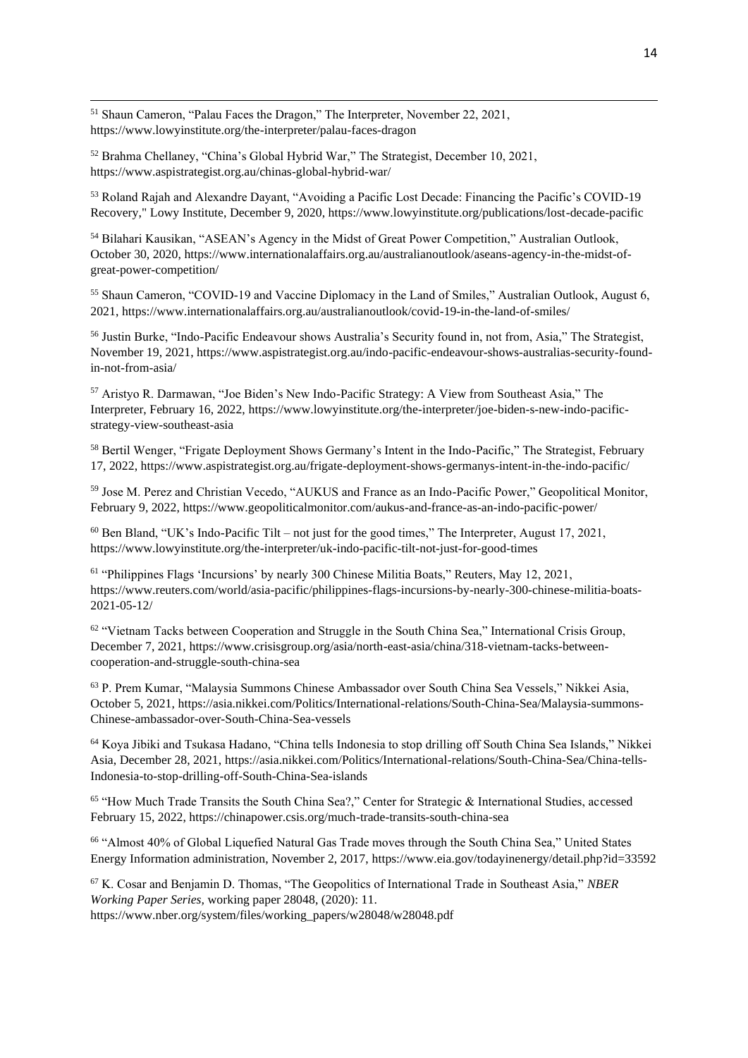[51] Shaun Cameron, "Palau Faces the Dragon," The Interpreter, November 22, 2021, https://www.lowyinstitute.org/the-interpreter/palau-faces-dragon

[52] Brahma Chellaney, "China's Global Hybrid War," The Strategist, December 10, 2021, https://www.aspistrategist.org.au/chinas-global-hybrid-war/

[53] Roland Rajah and Alexandre Dayant, "Avoiding a Pacific Lost Decade: Financing the Pacific's COVID-19 Recovery," Lowy Institute, December 9, 2020, https://www.lowyinstitute.org/publications/lost-decade-pacific

[54] Bilahari Kausikan, "ASEAN's Agency in the Midst of Great Power Competition," Australian Outlook, October 30, 2020, https://www.internationalaffairs.org.au/australianoutlook/aseans-agency-in-the-midst-of-great-power-competition/

[55] Shaun Cameron, "COVID-19 and Vaccine Diplomacy in the Land of Smiles," Australian Outlook, August 6, 2021, https://www.internationalaffairs.org.au/australianoutlook/covid-19-in-the-land-of-smiles/

[56] Justin Burke, "Indo-Pacific Endeavour shows Australia's Security found in, not from, Asia," The Strategist, November 19, 2021, https://www.aspistrategist.org.au/indo-pacific-endeavour-shows-australias-security-found-in-not-from-asia/

[57] Aristyo R. Darmawan, "Joe Biden's New Indo-Pacific Strategy: A View from Southeast Asia," The Interpreter, February 16, 2022, https://www.lowyinstitute.org/the-interpreter/joe-biden-s-new-indo-pacific-strategy-view-southeast-asia

[58] Bertil Wenger, "Frigate Deployment Shows Germany's Intent in the Indo-Pacific," The Strategist, February 17, 2022, https://www.aspistrategist.org.au/frigate-deployment-shows-germanys-intent-in-the-indo-pacific/

[59] Jose M. Perez and Christian Vecedo, "AUKUS and France as an Indo-Pacific Power," Geopolitical Monitor, February 9, 2022, https://www.geopoliticalmonitor.com/aukus-and-france-as-an-indo-pacific-power/

[60] Ben Bland, "UK's Indo-Pacific Tilt – not just for the good times," The Interpreter, August 17, 2021, https://www.lowyinstitute.org/the-interpreter/uk-indo-pacific-tilt-not-just-for-good-times

[61] "Philippines Flags 'Incursions' by nearly 300 Chinese Militia Boats," Reuters, May 12, 2021, https://www.reuters.com/world/asia-pacific/philippines-flags-incursions-by-nearly-300-chinese-militia-boats-2021-05-12/

[62] "Vietnam Tacks between Cooperation and Struggle in the South China Sea," International Crisis Group, December 7, 2021, https://www.crisisgroup.org/asia/north-east-asia/china/318-vietnam-tacks-between-cooperation-and-struggle-south-china-sea

[63] P. Prem Kumar, "Malaysia Summons Chinese Ambassador over South China Sea Vessels," Nikkei Asia, October 5, 2021, https://asia.nikkei.com/Politics/International-relations/South-China-Sea/Malaysia-summons-Chinese-ambassador-over-South-China-Sea-vessels

[64] Koya Jibiki and Tsukasa Hadano, "China tells Indonesia to stop drilling off South China Sea Islands," Nikkei Asia, December 28, 2021, https://asia.nikkei.com/Politics/International-relations/South-China-Sea/China-tells-Indonesia-to-stop-drilling-off-South-China-Sea-islands

[65] "How Much Trade Transits the South China Sea?," Center for Strategic & International Studies, accessed February 15, 2022, https://chinapower.csis.org/much-trade-transits-south-china-sea

[66] "Almost 40% of Global Liquefied Natural Gas Trade moves through the South China Sea," United States Energy Information administration, November 2, 2017, https://www.eia.gov/todayinenergy/detail.php?id=33592

[67] K. Cosar and Benjamin D. Thomas, "The Geopolitics of International Trade in Southeast Asia," *NBER Working Paper Series,* working paper 28048, (2020): 11. https://www.nber.org/system/files/working_papers/w28048/w28048.pdf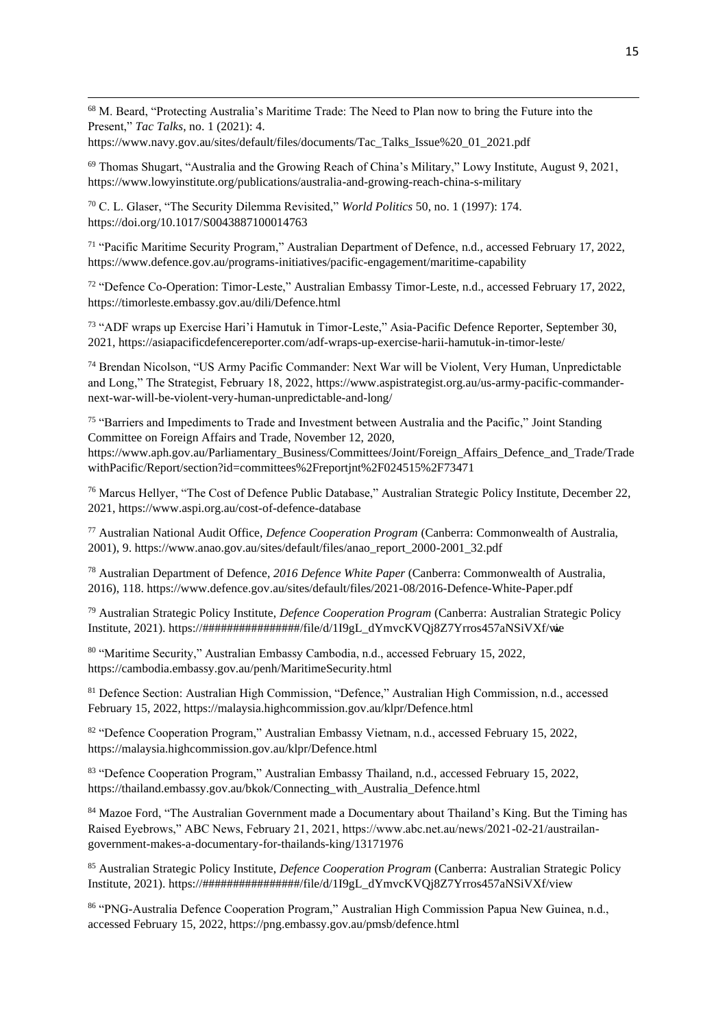[68] M. Beard, "Protecting Australia's Maritime Trade: The Need to Plan now to bring the Future into the Present," *Tac Talks*, no. 1 (2021): 4. https://www.navy.gov.au/sites/default/files/documents/Tac_Talks_Issue%20_01_2021.pdf

[69] Thomas Shugart, "Australia and the Growing Reach of China's Military," Lowy Institute, August 9, 2021, https://www.lowyinstitute.org/publications/australia-and-growing-reach-china-s-military

[70] C. L. Glaser, "The Security Dilemma Revisited," *World Politics* 50, no. 1 (1997): 174. https://doi.org/10.1017/S0043887100014763

[71] "Pacific Maritime Security Program," Australian Department of Defence, n.d., accessed February 17, 2022, https://www.defence.gov.au/programs-initiatives/pacific-engagement/maritime-capability

[72] "Defence Co-Operation: Timor-Leste," Australian Embassy Timor-Leste, n.d., accessed February 17, 2022, https://timorleste.embassy.gov.au/dili/Defence.html

[73] "ADF wraps up Exercise Hari'i Hamutuk in Timor-Leste," Asia-Pacific Defence Reporter, September 30, 2021, https://asiapacificdefencereporter.com/adf-wraps-up-exercise-harii-hamutuk-in-timor-leste/

[74] Brendan Nicolson, "US Army Pacific Commander: Next War will be Violent, Very Human, Unpredictable and Long," The Strategist, February 18, 2022, https://www.aspistrategist.org.au/us-army-pacific-commander-next-war-will-be-violent-very-human-unpredictable-and-long/

[75] "Barriers and Impediments to Trade and Investment between Australia and the Pacific," Joint Standing Committee on Foreign Affairs and Trade, November 12, 2020, https://www.aph.gov.au/Parliamentary_Business/Committees/Joint/Foreign_Affairs_Defence_and_Trade/TradewithPacific/Report/section?id=committees%2Freportjnt%2F024515%2F73471

[76] Marcus Hellyer, "The Cost of Defence Public Database," Australian Strategic Policy Institute, December 22, 2021, https://www.aspi.org.au/cost-of-defence-database

[77] Australian National Audit Office, *Defence Cooperation Program* (Canberra: Commonwealth of Australia, 2001), 9. https://www.anao.gov.au/sites/default/files/anao_report_2000-2001_32.pdf

[78] Australian Department of Defence, *2016 Defence White Paper* (Canberra: Commonwealth of Australia, 2016), 118. https://www.defence.gov.au/sites/default/files/2021-08/2016-Defence-White-Paper.pdf

[79] Australian Strategic Policy Institute, *Defence Cooperation Program* (Canberra: Australian Strategic Policy Institute, 2021). https://################/file/d/1I9gL_dYmvcKVQj8Z7Yrros457aNSiVXf/view

[80] "Maritime Security," Australian Embassy Cambodia, n.d., accessed February 15, 2022, https://cambodia.embassy.gov.au/penh/MaritimeSecurity.html

[81] Defence Section: Australian High Commission, "Defence," Australian High Commission, n.d., accessed February 15, 2022, https://malaysia.highcommission.gov.au/klpr/Defence.html

[82] "Defence Cooperation Program," Australian Embassy Vietnam, n.d., accessed February 15, 2022, https://malaysia.highcommission.gov.au/klpr/Defence.html

[83] "Defence Cooperation Program," Australian Embassy Thailand, n.d., accessed February 15, 2022, https://thailand.embassy.gov.au/bkok/Connecting_with_Australia_Defence.html

[84] Mazoe Ford, "The Australian Government made a Documentary about Thailand's King. But the Timing has Raised Eyebrows," ABC News, February 21, 2021, https://www.abc.net.au/news/2021-02-21/austrailan-government-makes-a-documentary-for-thailands-king/13171976

[85] Australian Strategic Policy Institute, *Defence Cooperation Program* (Canberra: Australian Strategic Policy Institute, 2021). https://################/file/d/1I9gL_dYmvcKVQj8Z7Yrros457aNSiVXf/view

[86] "PNG-Australia Defence Cooperation Program," Australian High Commission Papua New Guinea, n.d., accessed February 15, 2022, https://png.embassy.gov.au/pmsb/defence.html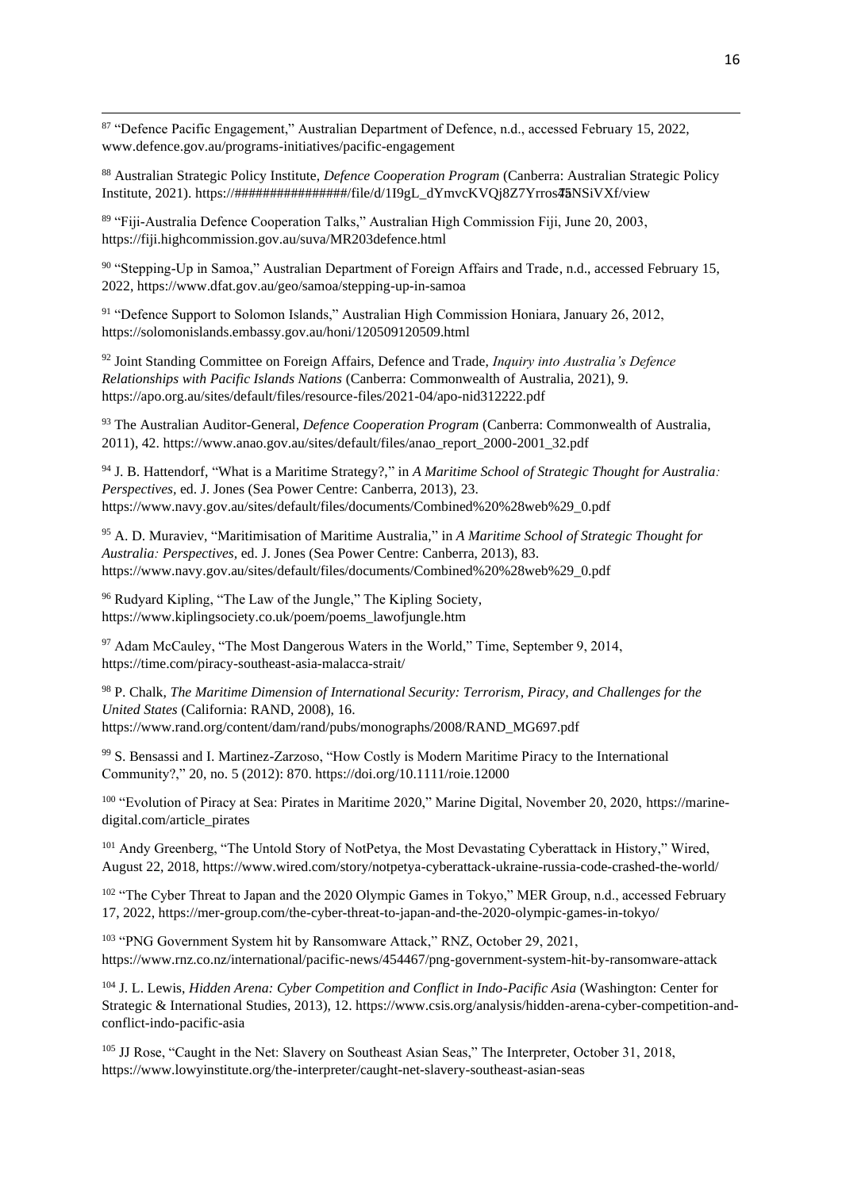[87] "Defence Pacific Engagement," Australian Department of Defence, n.d., accessed February 15, 2022, www.defence.gov.au/programs-initiatives/pacific-engagement

[88] Australian Strategic Policy Institute, *Defence Cooperation Program* (Canberra: Australian Strategic Policy Institute, 2021). https://################/file/d/1I9gL_dYmvcKVQj8Z7Yrros45NSiVXf/view

[89] "Fiji-Australia Defence Cooperation Talks," Australian High Commission Fiji, June 20, 2003, https://fiji.highcommission.gov.au/suva/MR203defence.html

[90] "Stepping-Up in Samoa," Australian Department of Foreign Affairs and Trade, n.d., accessed February 15, 2022, https://www.dfat.gov.au/geo/samoa/stepping-up-in-samoa

[91] "Defence Support to Solomon Islands," Australian High Commission Honiara, January 26, 2012, https://solomonislands.embassy.gov.au/honi/120509120509.html

[92] Joint Standing Committee on Foreign Affairs, Defence and Trade, *Inquiry into Australia's Defence Relationships with Pacific Islands Nations* (Canberra: Commonwealth of Australia, 2021), 9. https://apo.org.au/sites/default/files/resource-files/2021-04/apo-nid312222.pdf

[93] The Australian Auditor-General, *Defence Cooperation Program* (Canberra: Commonwealth of Australia, 2011), 42. https://www.anao.gov.au/sites/default/files/anao_report_2000-2001_32.pdf

[94] J. B. Hattendorf, "What is a Maritime Strategy?," in *A Maritime School of Strategic Thought for Australia: Perspectives*, ed. J. Jones (Sea Power Centre: Canberra, 2013), 23. https://www.navy.gov.au/sites/default/files/documents/Combined%20%28web%29_0.pdf

[95] A. D. Muraviev, "Maritimisation of Maritime Australia," in *A Maritime School of Strategic Thought for Australia: Perspectives*, ed. J. Jones (Sea Power Centre: Canberra, 2013), 83. https://www.navy.gov.au/sites/default/files/documents/Combined%20%28web%29_0.pdf

[96] Rudyard Kipling, "The Law of the Jungle," The Kipling Society, https://www.kiplingsociety.co.uk/poem/poems_lawofjungle.htm

[97] Adam McCauley, "The Most Dangerous Waters in the World," Time, September 9, 2014, https://time.com/piracy-southeast-asia-malacca-strait/

[98] P. Chalk, *The Maritime Dimension of International Security: Terrorism, Piracy, and Challenges for the United States* (California: RAND, 2008), 16. https://www.rand.org/content/dam/rand/pubs/monographs/2008/RAND_MG697.pdf

[99] S. Bensassi and I. Martinez-Zarzoso, "How Costly is Modern Maritime Piracy to the International Community?," 20, no. 5 (2012): 870. https://doi.org/10.1111/roie.12000

[100] "Evolution of Piracy at Sea: Pirates in Maritime 2020," Marine Digital, November 20, 2020, https://marine-digital.com/article_pirates

[101] Andy Greenberg, "The Untold Story of NotPetya, the Most Devastating Cyberattack in History," Wired, August 22, 2018, https://www.wired.com/story/notpetya-cyberattack-ukraine-russia-code-crashed-the-world/

[102] "The Cyber Threat to Japan and the 2020 Olympic Games in Tokyo," MER Group, n.d., accessed February 17, 2022, https://mer-group.com/the-cyber-threat-to-japan-and-the-2020-olympic-games-in-tokyo/

[103] "PNG Government System hit by Ransomware Attack," RNZ, October 29, 2021, https://www.rnz.co.nz/international/pacific-news/454467/png-government-system-hit-by-ransomware-attack

[104] J. L. Lewis, *Hidden Arena: Cyber Competition and Conflict in Indo-Pacific Asia* (Washington: Center for Strategic & International Studies, 2013), 12. https://www.csis.org/analysis/hidden-arena-cyber-competition-and-conflict-indo-pacific-asia

[105] JJ Rose, "Caught in the Net: Slavery on Southeast Asian Seas," The Interpreter, October 31, 2018, https://www.lowyinstitute.org/the-interpreter/caught-net-slavery-southeast-asian-seas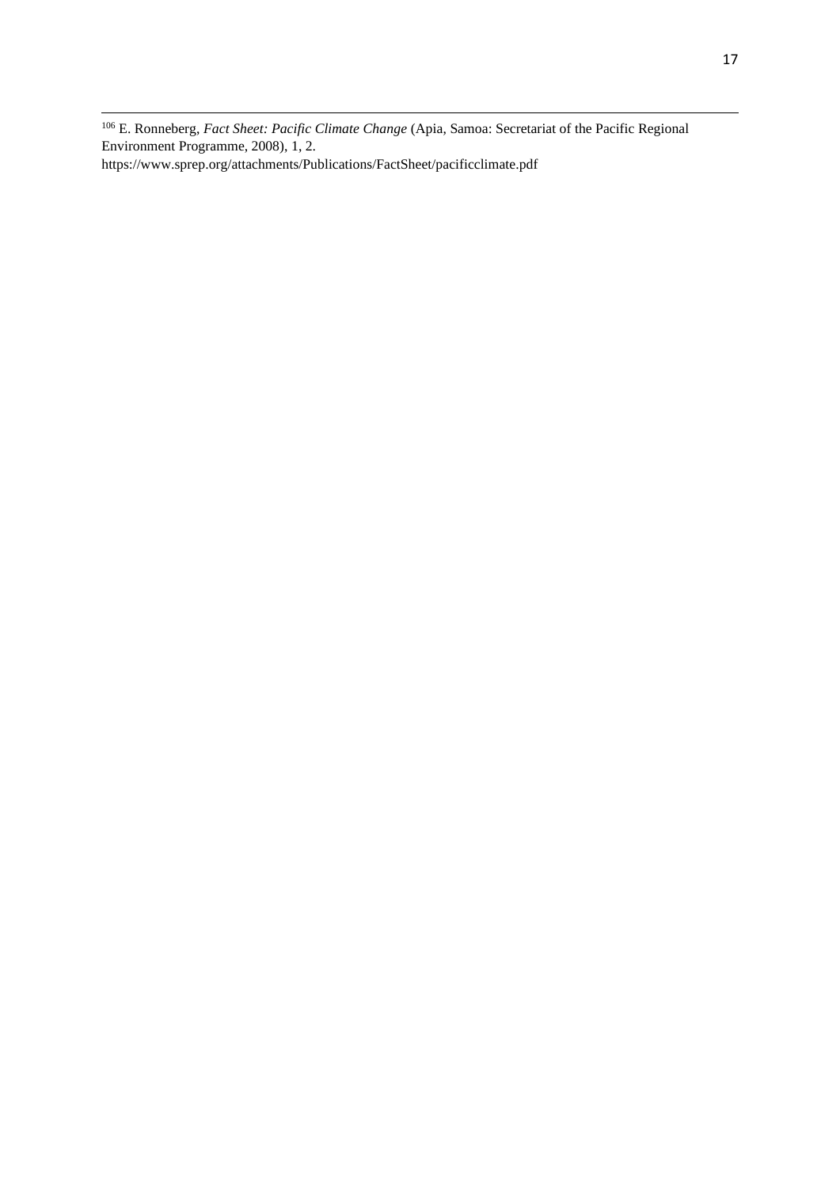[106] E. Ronneberg, *Fact Sheet: Pacific Climate Change* (Apia, Samoa: Secretariat of the Pacific Regional Environment Programme, 2008), 1, 2. https://www.sprep.org/attachments/Publications/FactSheet/pacificclimate.pdf